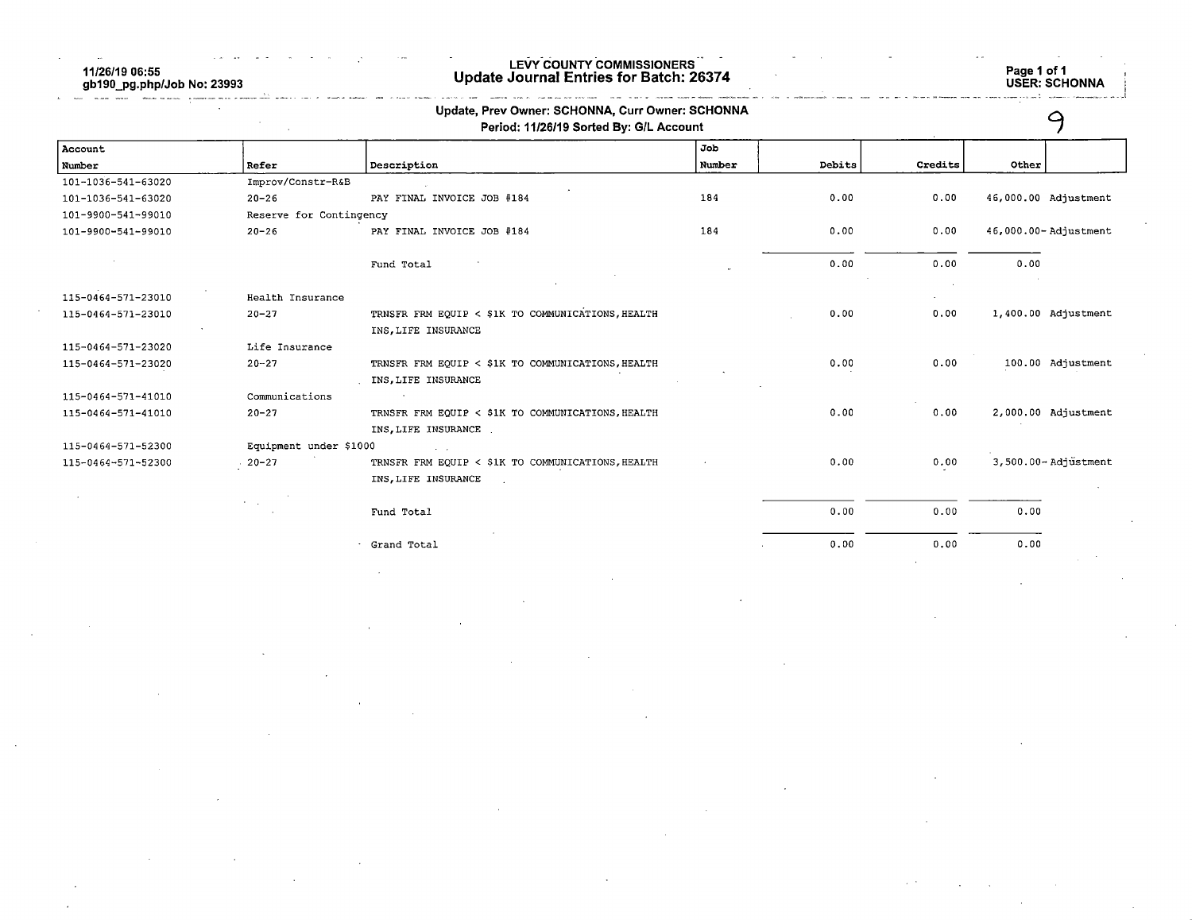11/26/19 06:55
gb190_pg.php/Job No: 23993

# LEVY COUNTY COMMISSIONERS
## Update Journal Entries for Batch: 26374

USER: SCHONNA

**Update, Prev Owner: SCHONNA, Curr Owner: SCHONNA**
**Period: 11/26/19 Sorted By: G/L Account**

9

| Account Number | Refer | Description | Job Number | Debits | Credits | Other | |
|---|---|---|---|---|---|---|---|
| 101-1036-541-63020 | Improv/Constr-R&B | | | | | | |
| 101-1036-541-63020 | 20-26 | PAY FINAL INVOICE JOB #184 | 184 | 0.00 | 0.00 | 46,000.00 | Adjustment |
| 101-9900-541-99010 | Reserve for Contingency | | | | | | |
| 101-9900-541-99010 | 20-26 | PAY FINAL INVOICE JOB #184 | 184 | 0.00 | 0.00 | 46,000.00- | Adjustment |
| | | Fund Total | | 0.00 | 0.00 | 0.00 | |
| 115-0464-571-23010 | Health Insurance | | | | | | |
| 115-0464-571-23010 | 20-27 | TRNSFR FRM EQUIP < $1K TO COMMUNICATIONS,HEALTH INS,LIFE INSURANCE | | 0.00 | 0.00 | 1,400.00 | Adjustment |
| 115-0464-571-23020 | Life Insurance | | | | | | |
| 115-0464-571-23020 | 20-27 | TRNSFR FRM EQUIP < $1K TO COMMUNICATIONS,HEALTH INS,LIFE INSURANCE | | 0.00 | 0.00 | 100.00 | Adjustment |
| 115-0464-571-41010 | Communications | | | | | | |
| 115-0464-571-41010 | 20-27 | TRNSFR FRM EQUIP < $1K TO COMMUNICATIONS,HEALTH INS,LIFE INSURANCE | | 0.00 | 0.00 | 2,000.00 | Adjustment |
| 115-0464-571-52300 | Equipment under $1000 | | | | | | |
| 115-0464-571-52300 | 20-27 | TRNSFR FRM EQUIP < $1K TO COMMUNICATIONS,HEALTH INS,LIFE INSURANCE | | 0.00 | 0.00 | 3,500.00- | Adjustment |
| | | Fund Total | | 0.00 | 0.00 | 0.00 | |
| | | Grand Total | | 0.00 | 0.00 | 0.00 | |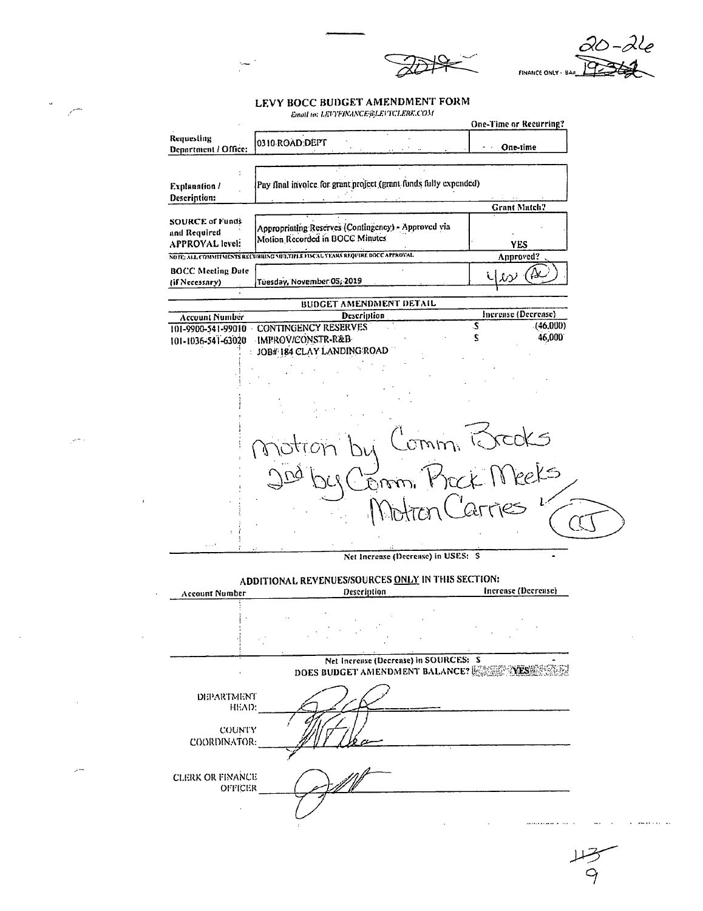~~2019~~ 20-26

FINANCE ONLY - BA# ~~19-362~~

# LEVY BOCC BUDGET AMENDMENT FORM

*Email to: LEVYFINANCE@LEVYCLERK.COM*

| | | One-Time or Recurring? |
|---|---|---|
| Requesting Department / Office: | 0310 ROAD DEPT | One-time |
| Explanation / Description: | Pay final invoice for grant project (grant funds fully expended) | Grant Match? |
| SOURCE of Funds and Required APPROVAL level: | Appropriating Reserves (Contingency) - Approved via Motion Recorded in BOCC Minutes | YES |
| NOTE: ALL COMMITMENTS RECURRING MULTIPLE FISCAL YEARS REQUIRE BOCC APPROVAL | | Approved? |
| BOCC Meeting Date (if Necessary) | Tuesday, November 05, 2019 | yes (AC) |

## BUDGET AMENDMENT DETAIL

| Account Number | Description | Increase (Decrease) |
|---|---|---|
| 101-9900-541-99010 | CONTINGENCY RESERVES | $ (46,000) |
| 101-1036-541-63020 | IMPROV/CONSTR-R&B | $ 46,000 |
| | JOB# 184 CLAY LANDING ROAD | |

Motion by Comm. Brooks
2nd by Comm. Rock Meeks
Motion Carries (CJ)

Net Increase (Decrease) in USES: $ -

## ADDITIONAL REVENUES/SOURCES ONLY IN THIS SECTION:

| Account Number | Description | Increase (Decrease) |
|---|---|---|
| | | |

Net Increase (Decrease) in SOURCES: $ -

DOES BUDGET AMENDMENT BALANCE? YES

DEPARTMENT HEAD: _[signature]_

COUNTY COORDINATOR: _[signature]_

CLERK OR FINANCE OFFICER: _[signature]_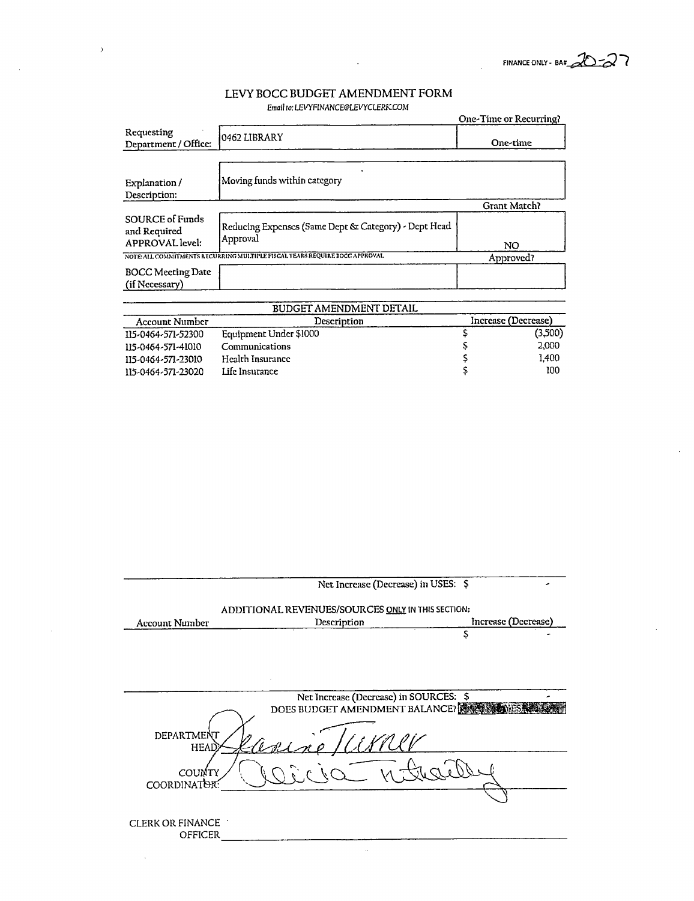FINANCE ONLY - BA# 20-27

# LEVY BOCC BUDGET AMENDMENT FORM

*Email to: LEVYFINANCE@LEVYCLERK.COM*

| | | One-Time or Recurring? |
|---|---|---|
| Requesting Department / Office: | 0462 LIBRARY | One-time |
| Explanation / Description: | Moving funds within category | |
| | | Grant Match? |
| SOURCE of Funds and Required APPROVAL level: | Reducing Expenses (Same Dept & Category) - Dept Head Approval | NO |
| NOTE: ALL COMMITMENTS RECURRING MULTIPLE FISCAL YEARS REQUIRE BOCC APPROVAL | | Approved? |
| BOCC Meeting Date (if Necessary) | | |

## BUDGET AMENDMENT DETAIL

| Account Number | Description | Increase (Decrease) |
|---|---|---|
| 115-0464-571-52300 | Equipment Under $1000 | $ (3,500) |
| 115-0464-571-41010 | Communications | $ 2,000 |
| 115-0464-571-23010 | Health Insurance | $ 1,400 |
| 115-0464-571-23020 | Life Insurance | $ 100 |

Net Increase (Decrease) in USES: $ -

ADDITIONAL REVENUES/SOURCES ONLY IN THIS SECTION:

| Account Number | Description | Increase (Decrease) |
|---|---|---|
| | | $ - |

Net Increase (Decrease) in SOURCES: $ -

DOES BUDGET AMENDMENT BALANCE? YES

DEPARTMENT HEAD: Jeanine Turner

COUNTY COORDINATOR: Alicia Altstaedt

CLERK OR FINANCE OFFICER: ______________________